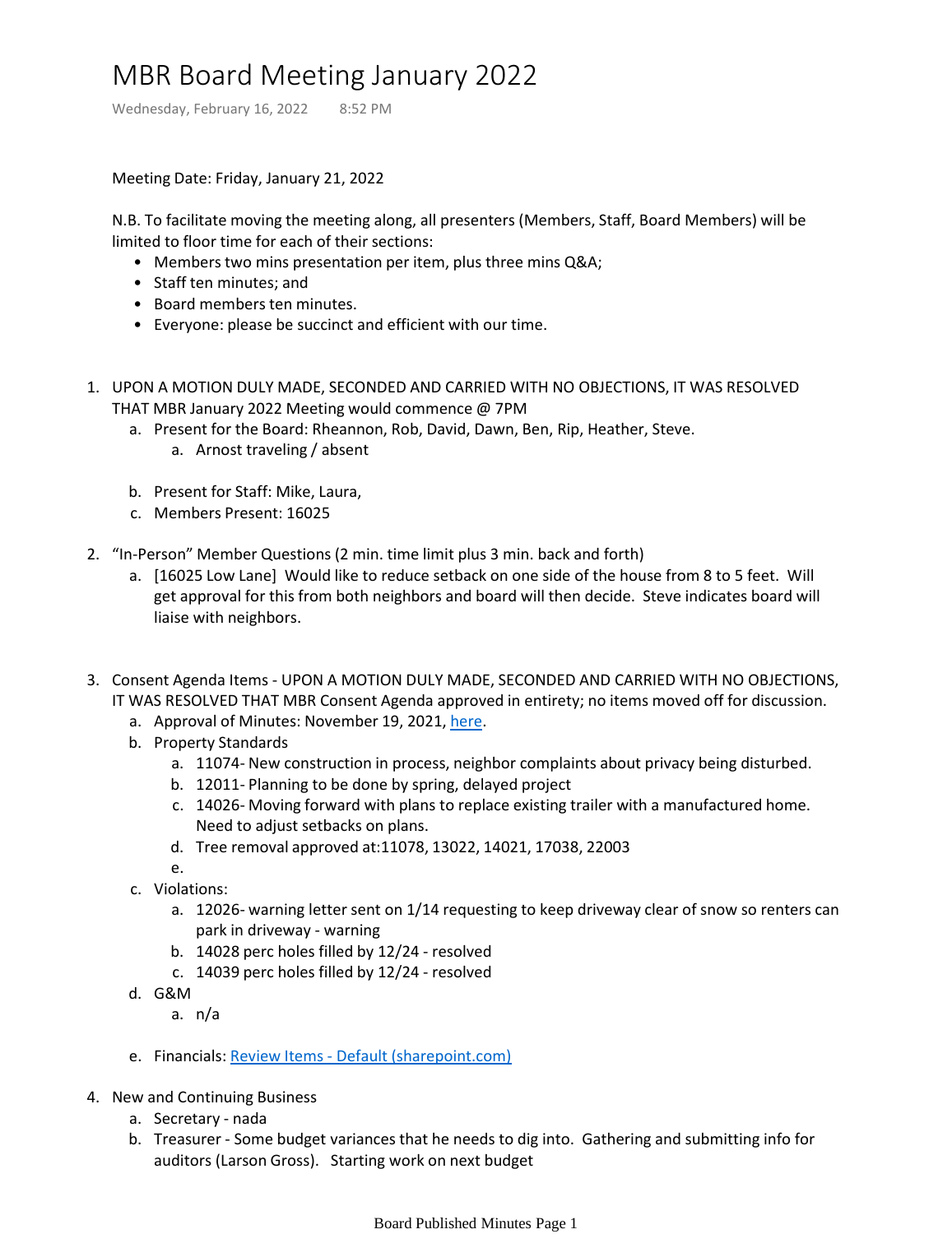# MBR Board Meeting January 2022

Wednesday, February 16, 2022 8:52 PM

Meeting Date: Friday, January 21, 2022

N.B. To facilitate moving the meeting along, all presenters (Members, Staff, Board Members) will be limited to floor time for each of their sections:

- Members two mins presentation per item, plus three mins Q&A;
- Staff ten minutes; and
- Board members ten minutes.
- Everyone: please be succinct and efficient with our time.

1. UPON A MOTION DULY MADE, SECONDED AND CARRIED WITH NO OBJECTIONS, IT WAS RESOLVED THAT MBR January 2022 Meeting would commence @ 7PM
    a. Present for the Board: Rheannon, Rob, David, Dawn, Ben, Rip, Heather, Steve.
        a. Arnost traveling / absent
    b. Present for Staff: Mike, Laura,
    c. Members Present: 16025
2. "In-Person" Member Questions (2 min. time limit plus 3 min. back and forth)
    a. [16025 Low Lane] Would like to reduce setback on one side of the house from 8 to 5 feet. Will get approval for this from both neighbors and board will then decide. Steve indicates board will liaise with neighbors.
3. Consent Agenda Items - UPON A MOTION DULY MADE, SECONDED AND CARRIED WITH NO OBJECTIONS, IT WAS RESOLVED THAT MBR Consent Agenda approved in entirety; no items moved off for discussion.
    a. Approval of Minutes: November 19, 2021, here.
    b. Property Standards
        a. 11074- New construction in process, neighbor complaints about privacy being disturbed.
        b. 12011- Planning to be done by spring, delayed project
        c. 14026- Moving forward with plans to replace existing trailer with a manufactured home. Need to adjust setbacks on plans.
        d. Tree removal approved at:11078, 13022, 14021, 17038, 22003
        e.
    c. Violations:
        a. 12026- warning letter sent on 1/14 requesting to keep driveway clear of snow so renters can park in driveway - warning
        b. 14028 perc holes filled by 12/24 - resolved
        c. 14039 perc holes filled by 12/24 - resolved
    d. G&M
        a. n/a
    e. Financials: Review Items - Default (sharepoint.com)
4. New and Continuing Business
    a. Secretary - nada
    b. Treasurer - Some budget variances that he needs to dig into. Gathering and submitting info for auditors (Larson Gross). Starting work on next budget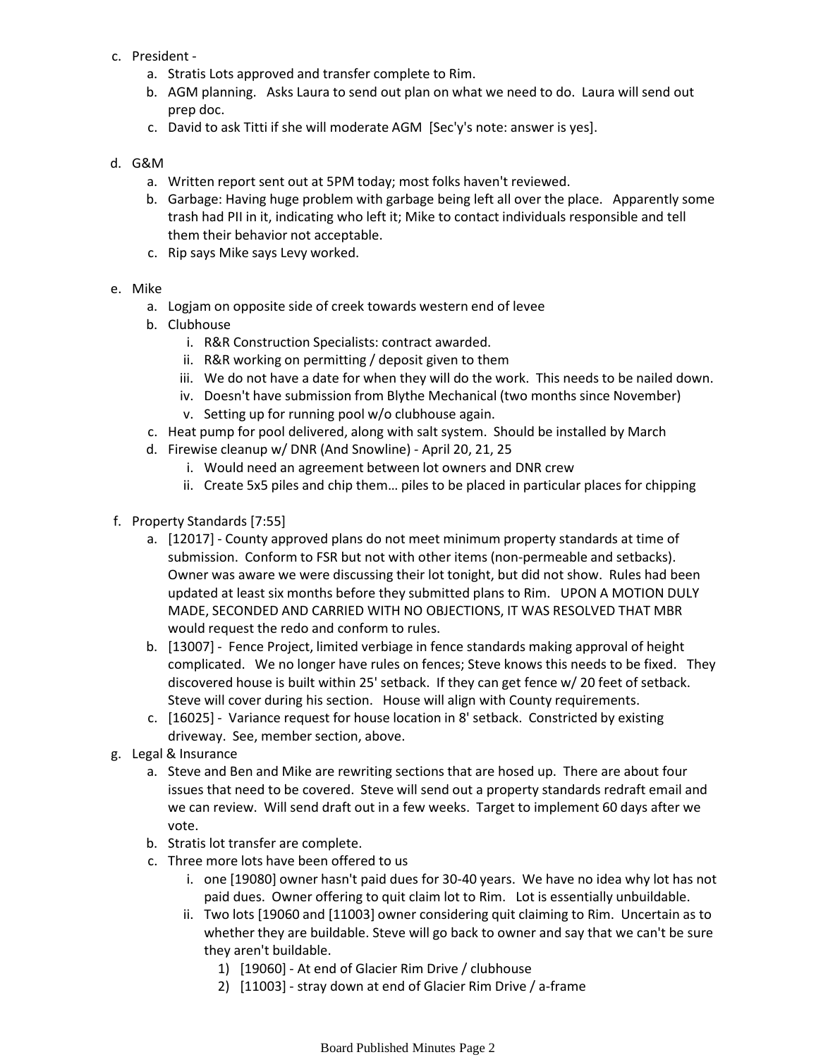c. President -
   a. Stratis Lots approved and transfer complete to Rim.
   b. AGM planning. Asks Laura to send out plan on what we need to do. Laura will send out prep doc.
   c. David to ask Titti if she will moderate AGM [Sec'y's note: answer is yes].

d. G&M
   a. Written report sent out at 5PM today; most folks haven't reviewed.
   b. Garbage: Having huge problem with garbage being left all over the place. Apparently some trash had PII in it, indicating who left it; Mike to contact individuals responsible and tell them their behavior not acceptable.
   c. Rip says Mike says Levy worked.

e. Mike
   a. Logjam on opposite side of creek towards western end of levee
   b. Clubhouse
      i. R&R Construction Specialists: contract awarded.
      ii. R&R working on permitting / deposit given to them
      iii. We do not have a date for when they will do the work. This needs to be nailed down.
      iv. Doesn't have submission from Blythe Mechanical (two months since November)
      v. Setting up for running pool w/o clubhouse again.
   c. Heat pump for pool delivered, along with salt system. Should be installed by March
   d. Firewise cleanup w/ DNR (And Snowline) - April 20, 21, 25
      i. Would need an agreement between lot owners and DNR crew
      ii. Create 5x5 piles and chip them… piles to be placed in particular places for chipping

f. Property Standards [7:55]
   a. [12017] - County approved plans do not meet minimum property standards at time of submission. Conform to FSR but not with other items (non-permeable and setbacks). Owner was aware we were discussing their lot tonight, but did not show. Rules had been updated at least six months before they submitted plans to Rim. UPON A MOTION DULY MADE, SECONDED AND CARRIED WITH NO OBJECTIONS, IT WAS RESOLVED THAT MBR would request the redo and conform to rules.
   b. [13007] - Fence Project, limited verbiage in fence standards making approval of height complicated. We no longer have rules on fences; Steve knows this needs to be fixed. They discovered house is built within 25' setback. If they can get fence w/ 20 feet of setback. Steve will cover during his section. House will align with County requirements.
   c. [16025] - Variance request for house location in 8' setback. Constricted by existing driveway. See, member section, above.

g. Legal & Insurance
   a. Steve and Ben and Mike are rewriting sections that are hosed up. There are about four issues that need to be covered. Steve will send out a property standards redraft email and we can review. Will send draft out in a few weeks. Target to implement 60 days after we vote.
   b. Stratis lot transfer are complete.
   c. Three more lots have been offered to us
      i. one [19080] owner hasn't paid dues for 30-40 years. We have no idea why lot has not paid dues. Owner offering to quit claim lot to Rim. Lot is essentially unbuildable.
      ii. Two lots [19060 and [11003] owner considering quit claiming to Rim. Uncertain as to whether they are buildable. Steve will go back to owner and say that we can't be sure they aren't buildable.
         1) [19060] - At end of Glacier Rim Drive / clubhouse
         2) [11003] - stray down at end of Glacier Rim Drive / a-frame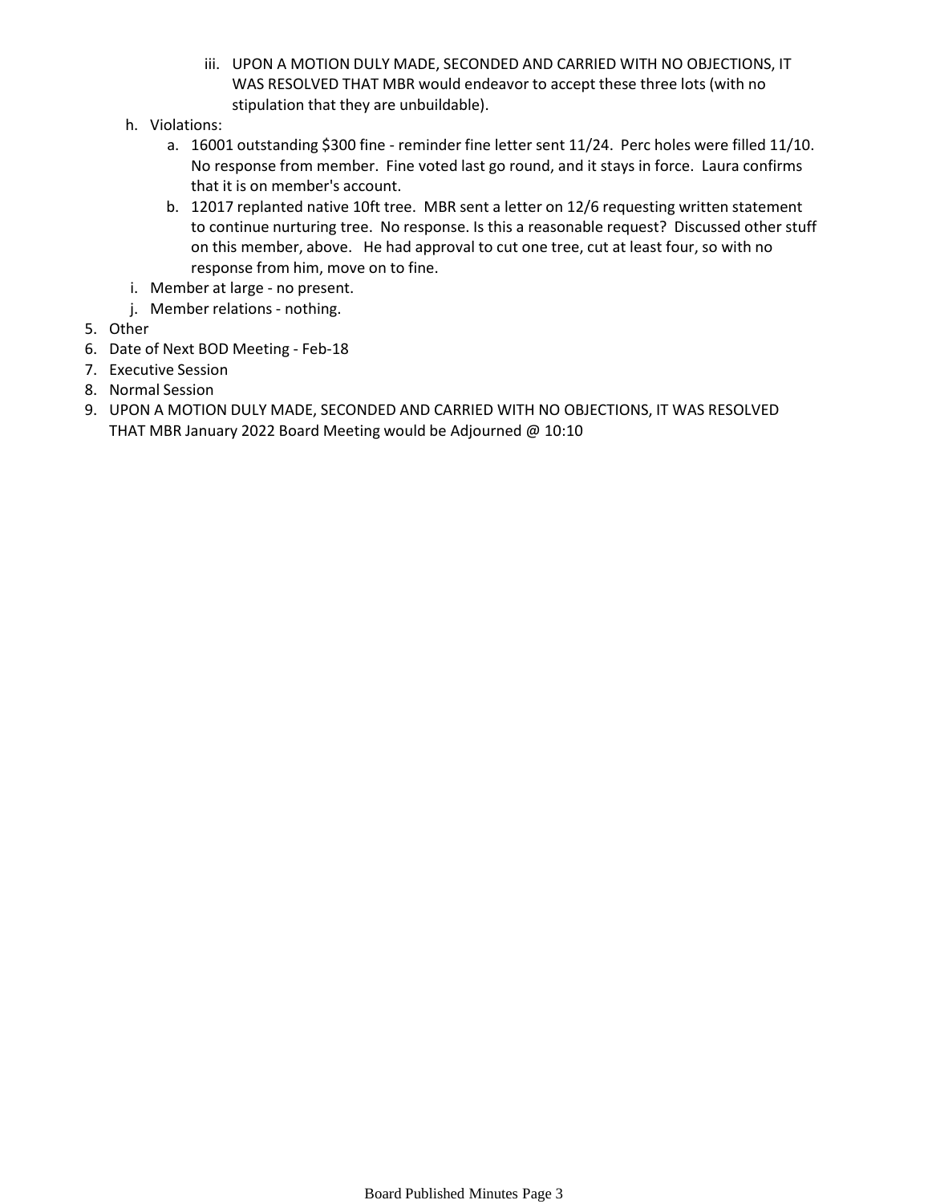iii. UPON A MOTION DULY MADE, SECONDED AND CARRIED WITH NO OBJECTIONS, IT WAS RESOLVED THAT MBR would endeavor to accept these three lots (with no stipulation that they are unbuildable).

h. Violations:
   a. 16001 outstanding $300 fine - reminder fine letter sent 11/24. Perc holes were filled 11/10. No response from member. Fine voted last go round, and it stays in force. Laura confirms that it is on member's account.
   b. 12017 replanted native 10ft tree. MBR sent a letter on 12/6 requesting written statement to continue nurturing tree. No response. Is this a reasonable request? Discussed other stuff on this member, above. He had approval to cut one tree, cut at least four, so with no response from him, move on to fine.

i. Member at large - no present.

j. Member relations - nothing.

5. Other
6. Date of Next BOD Meeting - Feb-18
7. Executive Session
8. Normal Session
9. UPON A MOTION DULY MADE, SECONDED AND CARRIED WITH NO OBJECTIONS, IT WAS RESOLVED THAT MBR January 2022 Board Meeting would be Adjourned @ 10:10